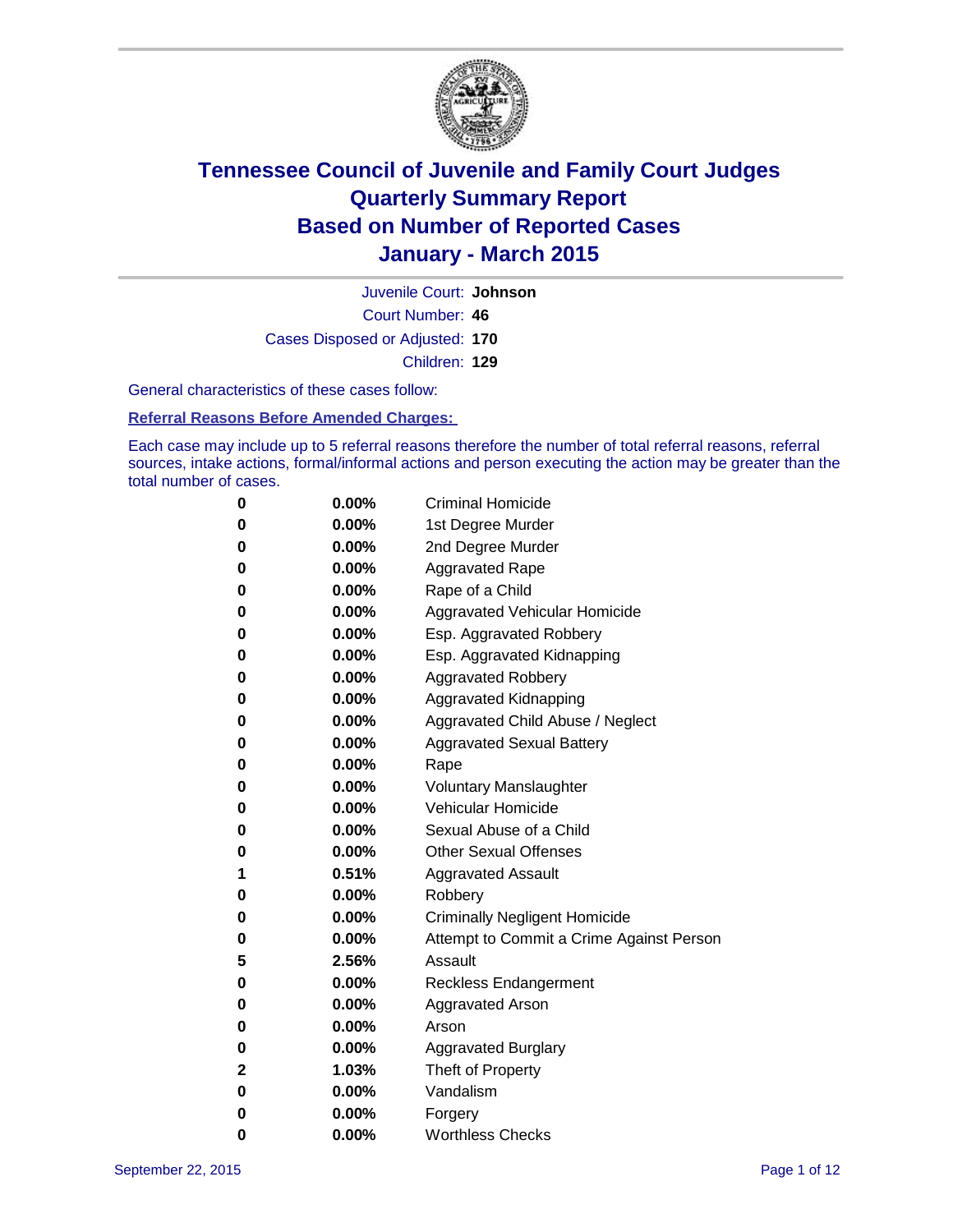# Tennessee Council of Juvenile and Family Court Judges
## Quarterly Summary Report
## Based on Number of Reported Cases
## January - March 2015

Juvenile Court: **Johnson**

Court Number: **46**

Cases Disposed or Adjusted: **170**

Children: **129**

General characteristics of these cases follow:

**Referral Reasons Before Amended Charges:**

Each case may include up to 5 referral reasons therefore the number of total referral reasons, referral sources, intake actions, formal/informal actions and person executing the action may be greater than the total number of cases.

| Count | Percent | Referral Reason |
|---|---|---|
| 0 | 0.00% | Criminal Homicide |
| 0 | 0.00% | 1st Degree Murder |
| 0 | 0.00% | 2nd Degree Murder |
| 0 | 0.00% | Aggravated Rape |
| 0 | 0.00% | Rape of a Child |
| 0 | 0.00% | Aggravated Vehicular Homicide |
| 0 | 0.00% | Esp. Aggravated Robbery |
| 0 | 0.00% | Esp. Aggravated Kidnapping |
| 0 | 0.00% | Aggravated Robbery |
| 0 | 0.00% | Aggravated Kidnapping |
| 0 | 0.00% | Aggravated Child Abuse / Neglect |
| 0 | 0.00% | Aggravated Sexual Battery |
| 0 | 0.00% | Rape |
| 0 | 0.00% | Voluntary Manslaughter |
| 0 | 0.00% | Vehicular Homicide |
| 0 | 0.00% | Sexual Abuse of a Child |
| 0 | 0.00% | Other Sexual Offenses |
| 1 | 0.51% | Aggravated Assault |
| 0 | 0.00% | Robbery |
| 0 | 0.00% | Criminally Negligent Homicide |
| 0 | 0.00% | Attempt to Commit a Crime Against Person |
| 5 | 2.56% | Assault |
| 0 | 0.00% | Reckless Endangerment |
| 0 | 0.00% | Aggravated Arson |
| 0 | 0.00% | Arson |
| 0 | 0.00% | Aggravated Burglary |
| 2 | 1.03% | Theft of Property |
| 0 | 0.00% | Vandalism |
| 0 | 0.00% | Forgery |
| 0 | 0.00% | Worthless Checks |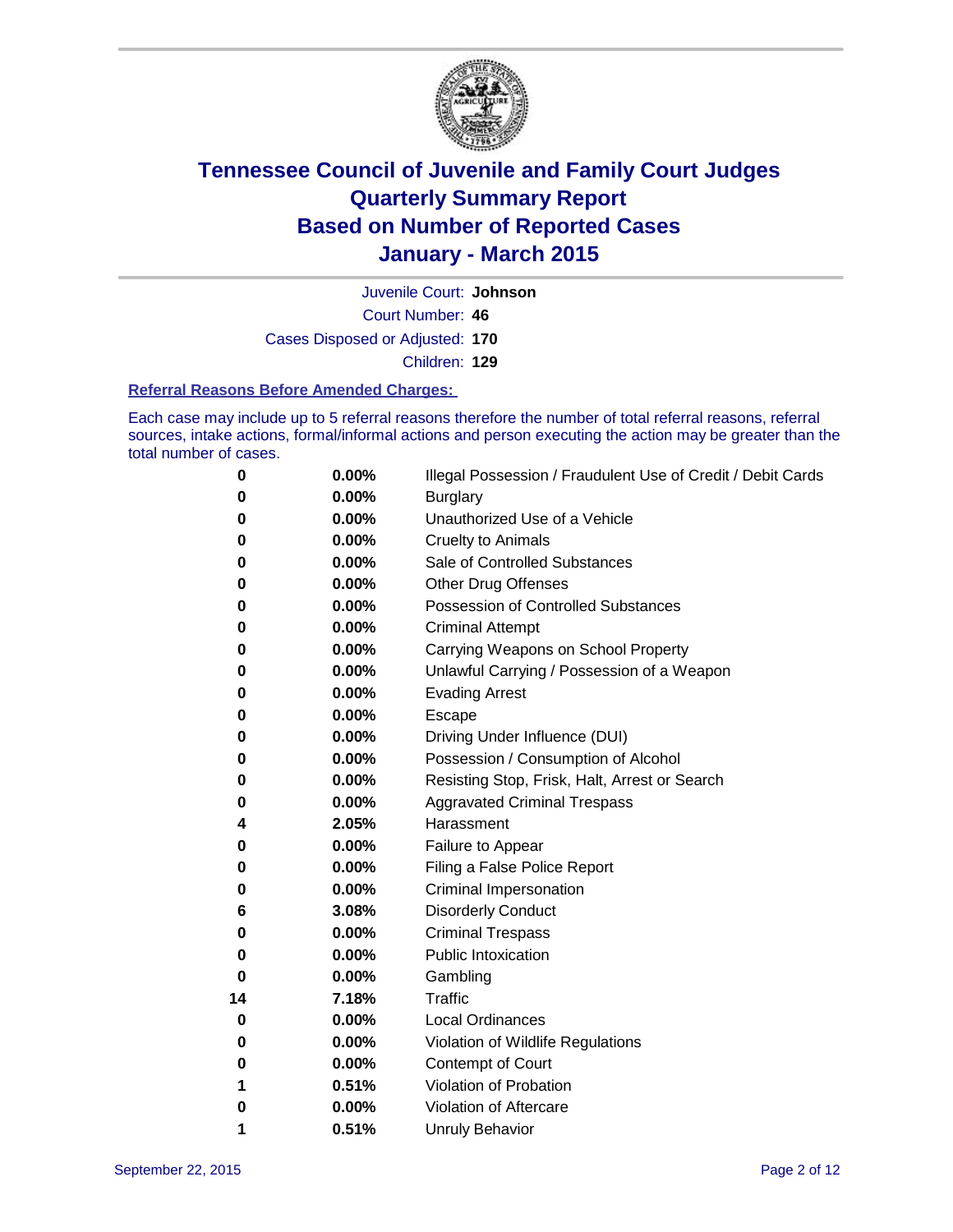# Tennessee Council of Juvenile and Family Court Judges
# Quarterly Summary Report
# Based on Number of Reported Cases
# January - March 2015

Juvenile Court: **Johnson**

Court Number: **46**

Cases Disposed or Adjusted: **170**

Children: **129**

### Referral Reasons Before Amended Charges:

Each case may include up to 5 referral reasons therefore the number of total referral reasons, referral sources, intake actions, formal/informal actions and person executing the action may be greater than the total number of cases.

| | | |
|---|---|---|
| **0** | **0.00%** | Illegal Possession / Fraudulent Use of Credit / Debit Cards |
| **0** | **0.00%** | Burglary |
| **0** | **0.00%** | Unauthorized Use of a Vehicle |
| **0** | **0.00%** | Cruelty to Animals |
| **0** | **0.00%** | Sale of Controlled Substances |
| **0** | **0.00%** | Other Drug Offenses |
| **0** | **0.00%** | Possession of Controlled Substances |
| **0** | **0.00%** | Criminal Attempt |
| **0** | **0.00%** | Carrying Weapons on School Property |
| **0** | **0.00%** | Unlawful Carrying / Possession of a Weapon |
| **0** | **0.00%** | Evading Arrest |
| **0** | **0.00%** | Escape |
| **0** | **0.00%** | Driving Under Influence (DUI) |
| **0** | **0.00%** | Possession / Consumption of Alcohol |
| **0** | **0.00%** | Resisting Stop, Frisk, Halt, Arrest or Search |
| **0** | **0.00%** | Aggravated Criminal Trespass |
| **4** | **2.05%** | Harassment |
| **0** | **0.00%** | Failure to Appear |
| **0** | **0.00%** | Filing a False Police Report |
| **0** | **0.00%** | Criminal Impersonation |
| **6** | **3.08%** | Disorderly Conduct |
| **0** | **0.00%** | Criminal Trespass |
| **0** | **0.00%** | Public Intoxication |
| **0** | **0.00%** | Gambling |
| **14** | **7.18%** | Traffic |
| **0** | **0.00%** | Local Ordinances |
| **0** | **0.00%** | Violation of Wildlife Regulations |
| **0** | **0.00%** | Contempt of Court |
| **1** | **0.51%** | Violation of Probation |
| **0** | **0.00%** | Violation of Aftercare |
| **1** | **0.51%** | Unruly Behavior |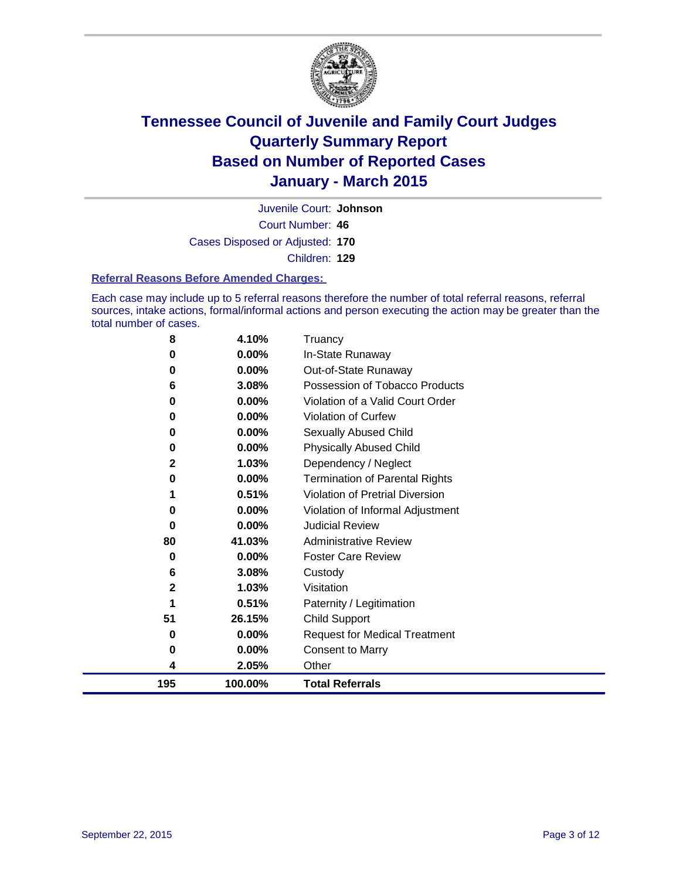# Tennessee Council of Juvenile and Family Court Judges
## Quarterly Summary Report
## Based on Number of Reported Cases
## January - March 2015

Juvenile Court: **Johnson**

Court Number: **46**

Cases Disposed or Adjusted: **170**

Children: **129**

### Referral Reasons Before Amended Charges:

Each case may include up to 5 referral reasons therefore the number of total referral reasons, referral sources, intake actions, formal/informal actions and person executing the action may be greater than the total number of cases.

| | | |
|---|---|---|
| 8 | 4.10% | Truancy |
| 0 | 0.00% | In-State Runaway |
| 0 | 0.00% | Out-of-State Runaway |
| 6 | 3.08% | Possession of Tobacco Products |
| 0 | 0.00% | Violation of a Valid Court Order |
| 0 | 0.00% | Violation of Curfew |
| 0 | 0.00% | Sexually Abused Child |
| 0 | 0.00% | Physically Abused Child |
| 2 | 1.03% | Dependency / Neglect |
| 0 | 0.00% | Termination of Parental Rights |
| 1 | 0.51% | Violation of Pretrial Diversion |
| 0 | 0.00% | Violation of Informal Adjustment |
| 0 | 0.00% | Judicial Review |
| 80 | 41.03% | Administrative Review |
| 0 | 0.00% | Foster Care Review |
| 6 | 3.08% | Custody |
| 2 | 1.03% | Visitation |
| 1 | 0.51% | Paternity / Legitimation |
| 51 | 26.15% | Child Support |
| 0 | 0.00% | Request for Medical Treatment |
| 0 | 0.00% | Consent to Marry |
| 4 | 2.05% | Other |
| **195** | **100.00%** | **Total Referrals** |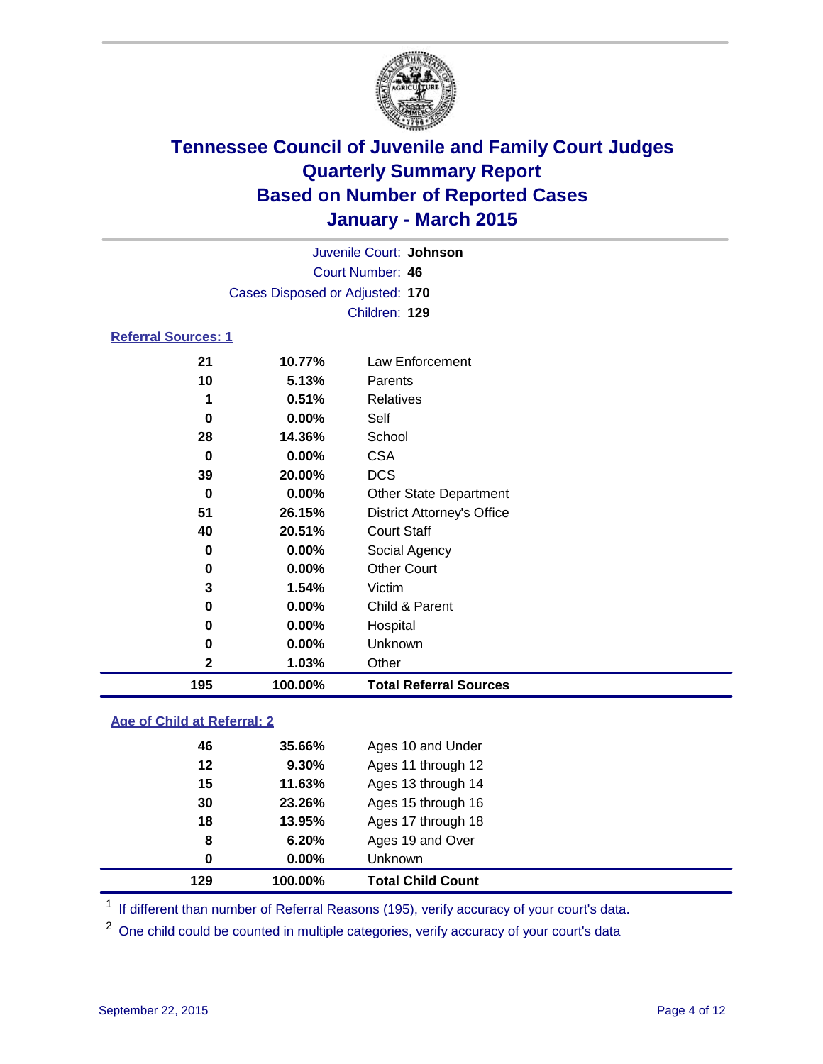# Tennessee Council of Juvenile and Family Court Judges
# Quarterly Summary Report
# Based on Number of Reported Cases
# January - March 2015

Juvenile Court: **Johnson**

Court Number: **46**

Cases Disposed or Adjusted: **170**

Children: **129**

### Referral Sources: 1

| | | |
|---|---|---|
| 21 | 10.77% | Law Enforcement |
| 10 | 5.13% | Parents |
| 1 | 0.51% | Relatives |
| 0 | 0.00% | Self |
| 28 | 14.36% | School |
| 0 | 0.00% | CSA |
| 39 | 20.00% | DCS |
| 0 | 0.00% | Other State Department |
| 51 | 26.15% | District Attorney's Office |
| 40 | 20.51% | Court Staff |
| 0 | 0.00% | Social Agency |
| 0 | 0.00% | Other Court |
| 3 | 1.54% | Victim |
| 0 | 0.00% | Child & Parent |
| 0 | 0.00% | Hospital |
| 0 | 0.00% | Unknown |
| 2 | 1.03% | Other |
| **195** | **100.00%** | **Total Referral Sources** |

### Age of Child at Referral: 2

| | | |
|---|---|---|
| 46 | 35.66% | Ages 10 and Under |
| 12 | 9.30% | Ages 11 through 12 |
| 15 | 11.63% | Ages 13 through 14 |
| 30 | 23.26% | Ages 15 through 16 |
| 18 | 13.95% | Ages 17 through 18 |
| 8 | 6.20% | Ages 19 and Over |
| 0 | 0.00% | Unknown |
| **129** | **100.00%** | **Total Child Count** |

[1] If different than number of Referral Reasons (195), verify accuracy of your court's data.

[2] One child could be counted in multiple categories, verify accuracy of your court's data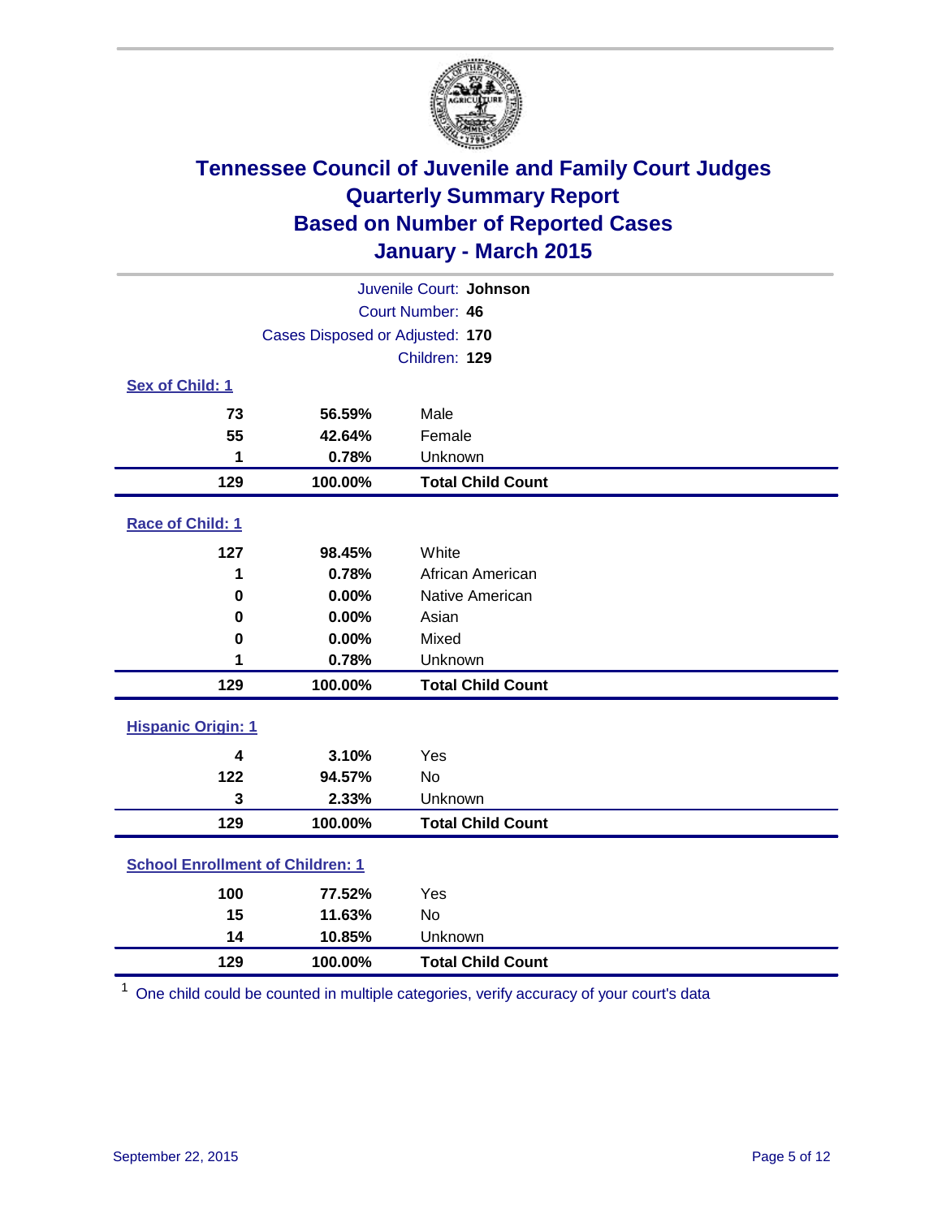# Tennessee Council of Juvenile and Family Court Judges
# Quarterly Summary Report
# Based on Number of Reported Cases
# January - March 2015

Juvenile Court: **Johnson**

Court Number: **46**

Cases Disposed or Adjusted: **170**

Children: **129**

### Sex of Child: 1

| Count | Percent | Category |
|---|---|---|
| 73 | 56.59% | Male |
| 55 | 42.64% | Female |
| 1 | 0.78% | Unknown |
| **129** | **100.00%** | **Total Child Count** |

### Race of Child: 1

| Count | Percent | Category |
|---|---|---|
| 127 | 98.45% | White |
| 1 | 0.78% | African American |
| 0 | 0.00% | Native American |
| 0 | 0.00% | Asian |
| 0 | 0.00% | Mixed |
| 1 | 0.78% | Unknown |
| **129** | **100.00%** | **Total Child Count** |

### Hispanic Origin: 1

| Count | Percent | Category |
|---|---|---|
| 4 | 3.10% | Yes |
| 122 | 94.57% | No |
| 3 | 2.33% | Unknown |
| **129** | **100.00%** | **Total Child Count** |

### School Enrollment of Children: 1

| Count | Percent | Category |
|---|---|---|
| 100 | 77.52% | Yes |
| 15 | 11.63% | No |
| 14 | 10.85% | Unknown |
| **129** | **100.00%** | **Total Child Count** |

[1] One child could be counted in multiple categories, verify accuracy of your court's data

September 22, 2015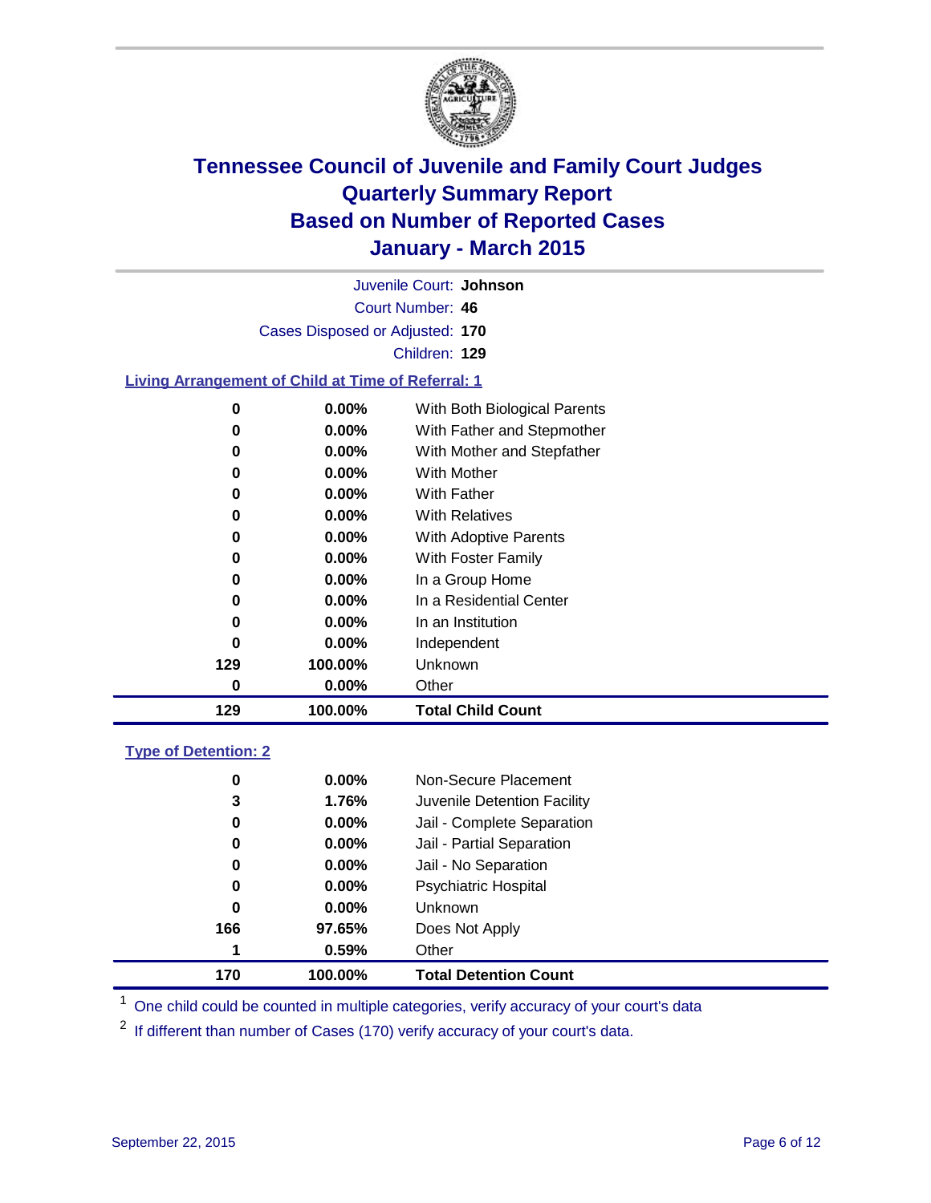# Tennessee Council of Juvenile and Family Court Judges
## Quarterly Summary Report
## Based on Number of Reported Cases
## January - March 2015

Juvenile Court: **Johnson**

Court Number: **46**

Cases Disposed or Adjusted: **170**

Children: **129**

### Living Arrangement of Child at Time of Referral: 1

| Count | Percent | Living Arrangement |
|---|---|---|
| 0 | 0.00% | With Both Biological Parents |
| 0 | 0.00% | With Father and Stepmother |
| 0 | 0.00% | With Mother and Stepfather |
| 0 | 0.00% | With Mother |
| 0 | 0.00% | With Father |
| 0 | 0.00% | With Relatives |
| 0 | 0.00% | With Adoptive Parents |
| 0 | 0.00% | With Foster Family |
| 0 | 0.00% | In a Group Home |
| 0 | 0.00% | In a Residential Center |
| 0 | 0.00% | In an Institution |
| 0 | 0.00% | Independent |
| 129 | 100.00% | Unknown |
| 0 | 0.00% | Other |
| **129** | **100.00%** | **Total Child Count** |

### Type of Detention: 2

| Count | Percent | Type of Detention |
|---|---|---|
| 0 | 0.00% | Non-Secure Placement |
| 3 | 1.76% | Juvenile Detention Facility |
| 0 | 0.00% | Jail - Complete Separation |
| 0 | 0.00% | Jail - Partial Separation |
| 0 | 0.00% | Jail - No Separation |
| 0 | 0.00% | Psychiatric Hospital |
| 0 | 0.00% | Unknown |
| 166 | 97.65% | Does Not Apply |
| 1 | 0.59% | Other |
| **170** | **100.00%** | **Total Detention Count** |

[1] One child could be counted in multiple categories, verify accuracy of your court's data

[2] If different than number of Cases (170) verify accuracy of your court's data.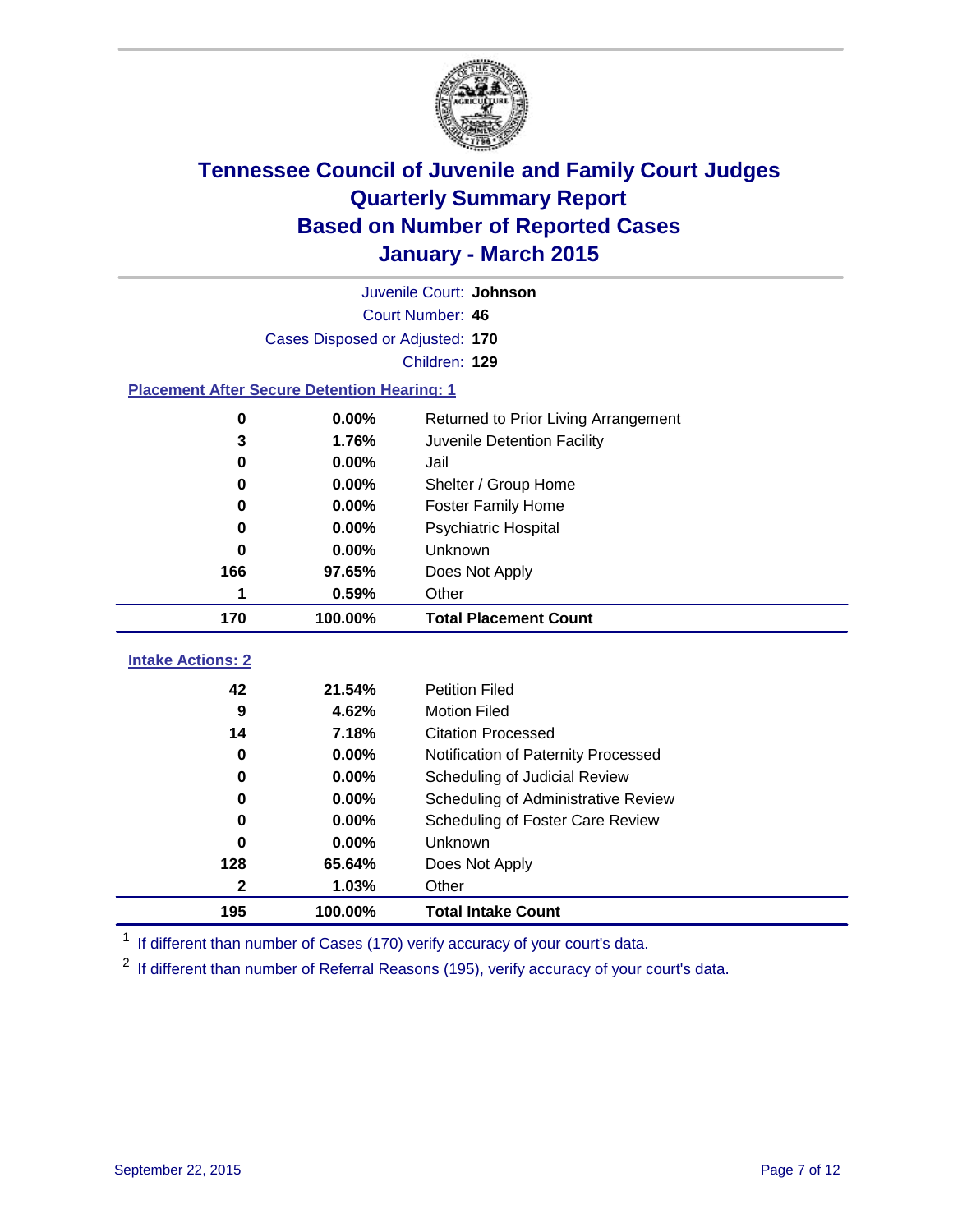# Tennessee Council of Juvenile and Family Court Judges
## Quarterly Summary Report
## Based on Number of Reported Cases
## January - March 2015

Juvenile Court: **Johnson**
Court Number: **46**
Cases Disposed or Adjusted: **170**
Children: **129**

### Placement After Secure Detention Hearing: 1

| Count | Percent | Placement |
|---|---|---|
| 0 | 0.00% | Returned to Prior Living Arrangement |
| 3 | 1.76% | Juvenile Detention Facility |
| 0 | 0.00% | Jail |
| 0 | 0.00% | Shelter / Group Home |
| 0 | 0.00% | Foster Family Home |
| 0 | 0.00% | Psychiatric Hospital |
| 0 | 0.00% | Unknown |
| 166 | 97.65% | Does Not Apply |
| 1 | 0.59% | Other |
| **170** | **100.00%** | **Total Placement Count** |

### Intake Actions: 2

| Count | Percent | Intake Action |
|---|---|---|
| 42 | 21.54% | Petition Filed |
| 9 | 4.62% | Motion Filed |
| 14 | 7.18% | Citation Processed |
| 0 | 0.00% | Notification of Paternity Processed |
| 0 | 0.00% | Scheduling of Judicial Review |
| 0 | 0.00% | Scheduling of Administrative Review |
| 0 | 0.00% | Scheduling of Foster Care Review |
| 0 | 0.00% | Unknown |
| 128 | 65.64% | Does Not Apply |
| 2 | 1.03% | Other |
| **195** | **100.00%** | **Total Intake Count** |

[1] If different than number of Cases (170) verify accuracy of your court's data.

[2] If different than number of Referral Reasons (195), verify accuracy of your court's data.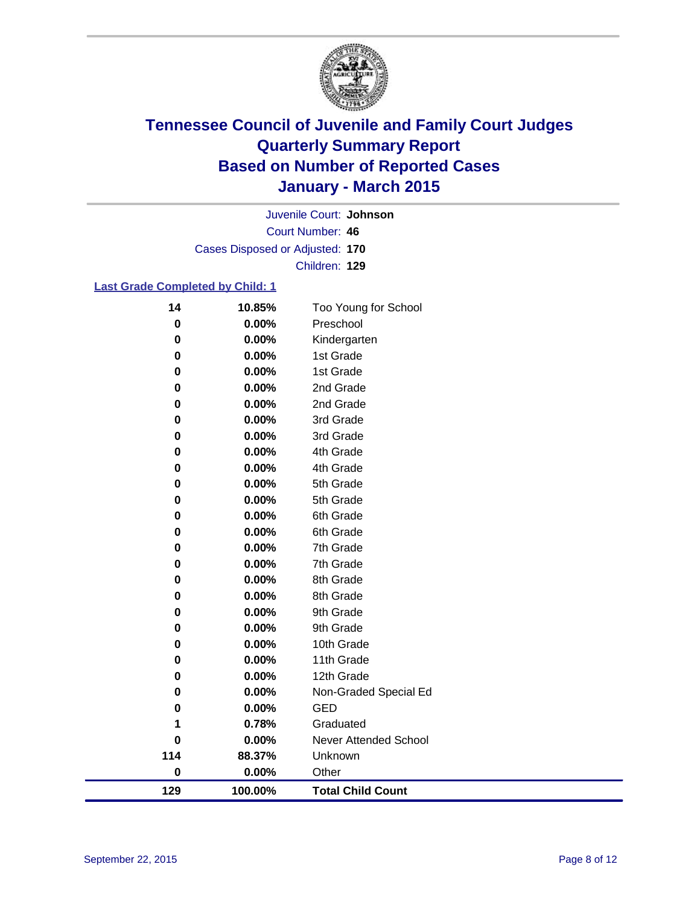# Tennessee Council of Juvenile and Family Court Judges
## Quarterly Summary Report
## Based on Number of Reported Cases
## January - March 2015

Juvenile Court: **Johnson**
Court Number: **46**
Cases Disposed or Adjusted: **170**
Children: **129**

### Last Grade Completed by Child: 1

| Count | Percent | Grade |
|---|---|---|
| 14 | 10.85% | Too Young for School |
| 0 | 0.00% | Preschool |
| 0 | 0.00% | Kindergarten |
| 0 | 0.00% | 1st Grade |
| 0 | 0.00% | 1st Grade |
| 0 | 0.00% | 2nd Grade |
| 0 | 0.00% | 2nd Grade |
| 0 | 0.00% | 3rd Grade |
| 0 | 0.00% | 3rd Grade |
| 0 | 0.00% | 4th Grade |
| 0 | 0.00% | 4th Grade |
| 0 | 0.00% | 5th Grade |
| 0 | 0.00% | 5th Grade |
| 0 | 0.00% | 6th Grade |
| 0 | 0.00% | 6th Grade |
| 0 | 0.00% | 7th Grade |
| 0 | 0.00% | 7th Grade |
| 0 | 0.00% | 8th Grade |
| 0 | 0.00% | 8th Grade |
| 0 | 0.00% | 9th Grade |
| 0 | 0.00% | 9th Grade |
| 0 | 0.00% | 10th Grade |
| 0 | 0.00% | 11th Grade |
| 0 | 0.00% | 12th Grade |
| 0 | 0.00% | Non-Graded Special Ed |
| 0 | 0.00% | GED |
| 1 | 0.78% | Graduated |
| 0 | 0.00% | Never Attended School |
| 114 | 88.37% | Unknown |
| 0 | 0.00% | Other |
| **129** | **100.00%** | **Total Child Count** |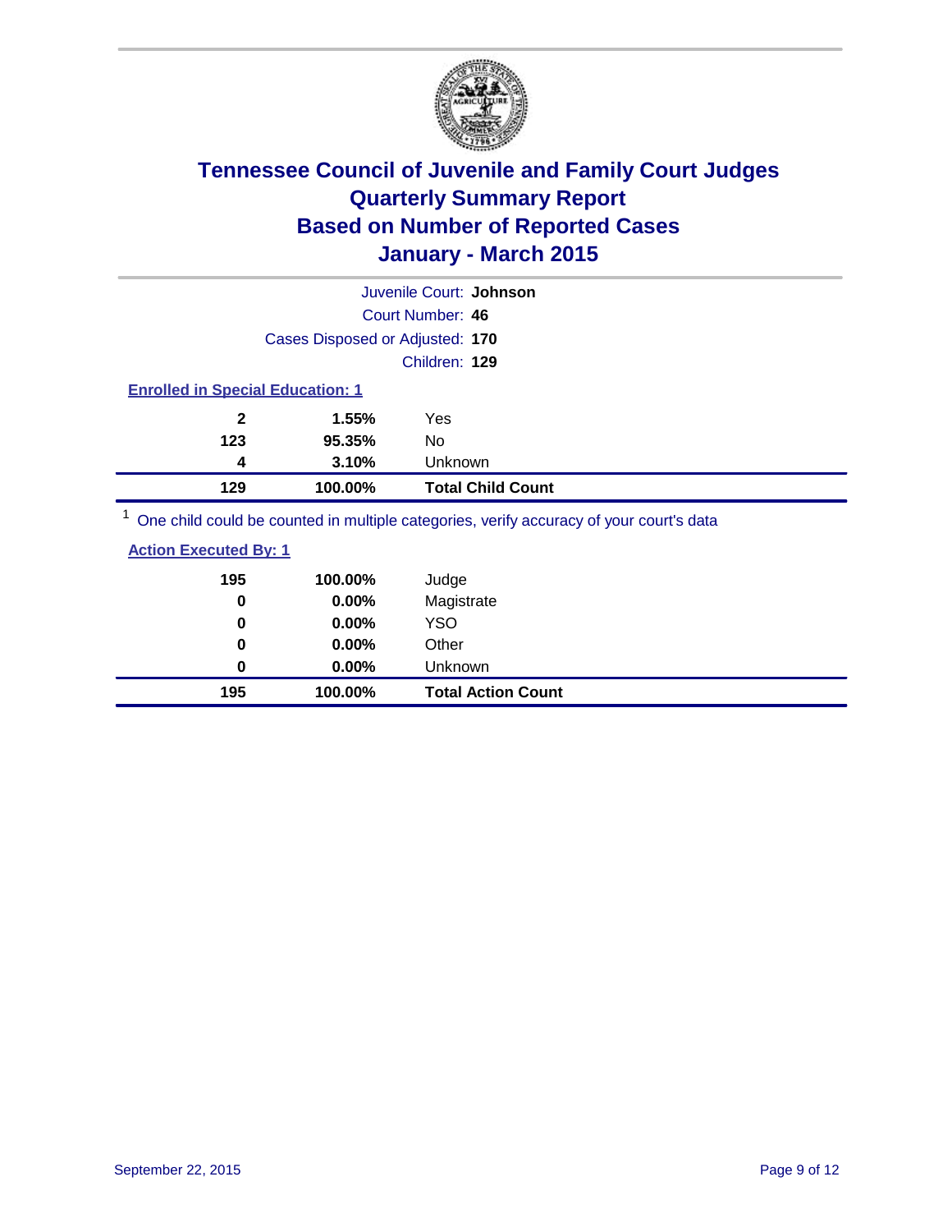# Tennessee Council of Juvenile and Family Court Judges
# Quarterly Summary Report
# Based on Number of Reported Cases
# January - March 2015

Juvenile Court: **Johnson**
Court Number: **46**
Cases Disposed or Adjusted: **170**
Children: **129**

### Enrolled in Special Education: 1

| | | |
|---|---|---|
| **2** | **1.55%** | Yes |
| **123** | **95.35%** | No |
| **4** | **3.10%** | Unknown |
| **129** | **100.00%** | **Total Child Count** |

[1] One child could be counted in multiple categories, verify accuracy of your court's data

### Action Executed By: 1

| | | |
|---|---|---|
| **195** | **100.00%** | Judge |
| **0** | **0.00%** | Magistrate |
| **0** | **0.00%** | YSO |
| **0** | **0.00%** | Other |
| **0** | **0.00%** | Unknown |
| **195** | **100.00%** | **Total Action Count** |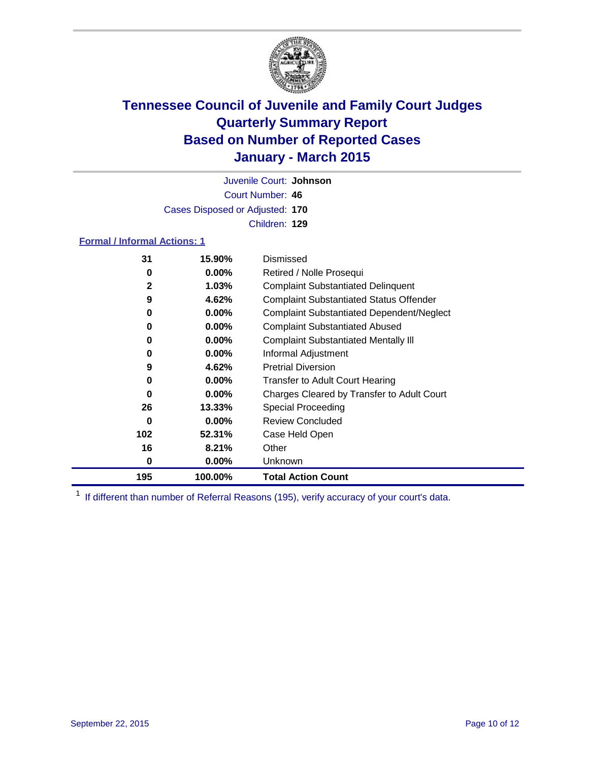# Tennessee Council of Juvenile and Family Court Judges
## Quarterly Summary Report
## Based on Number of Reported Cases
## January - March 2015

Juvenile Court: **Johnson**
Court Number: **46**
Cases Disposed or Adjusted: **170**
Children: **129**

### Formal / Informal Actions: 1

| Count | Percent | Action |
|---|---|---|
| 31 | 15.90% | Dismissed |
| 0 | 0.00% | Retired / Nolle Prosequi |
| 2 | 1.03% | Complaint Substantiated Delinquent |
| 9 | 4.62% | Complaint Substantiated Status Offender |
| 0 | 0.00% | Complaint Substantiated Dependent/Neglect |
| 0 | 0.00% | Complaint Substantiated Abused |
| 0 | 0.00% | Complaint Substantiated Mentally Ill |
| 0 | 0.00% | Informal Adjustment |
| 9 | 4.62% | Pretrial Diversion |
| 0 | 0.00% | Transfer to Adult Court Hearing |
| 0 | 0.00% | Charges Cleared by Transfer to Adult Court |
| 26 | 13.33% | Special Proceeding |
| 0 | 0.00% | Review Concluded |
| 102 | 52.31% | Case Held Open |
| 16 | 8.21% | Other |
| 0 | 0.00% | Unknown |
| **195** | **100.00%** | **Total Action Count** |

[1] If different than number of Referral Reasons (195), verify accuracy of your court's data.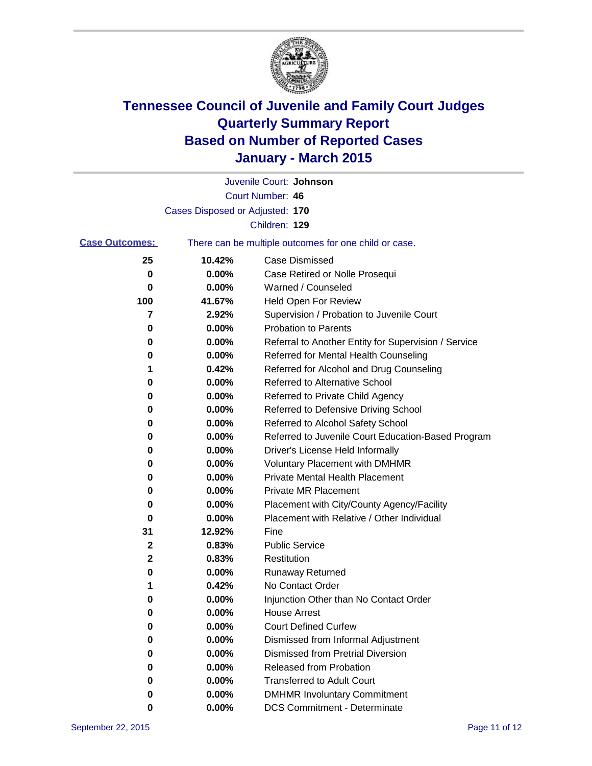# Tennessee Council of Juvenile and Family Court Judges
# Quarterly Summary Report
# Based on Number of Reported Cases
# January - March 2015

Juvenile Court: **Johnson**

Court Number: **46**

Cases Disposed or Adjusted: **170**

Children: **129**

**Case Outcomes:** There can be multiple outcomes for one child or case.

| Count | Percent | Outcome |
|---|---|---|
| 25 | 10.42% | Case Dismissed |
| 0 | 0.00% | Case Retired or Nolle Prosequi |
| 0 | 0.00% | Warned / Counseled |
| 100 | 41.67% | Held Open For Review |
| 7 | 2.92% | Supervision / Probation to Juvenile Court |
| 0 | 0.00% | Probation to Parents |
| 0 | 0.00% | Referral to Another Entity for Supervision / Service |
| 0 | 0.00% | Referred for Mental Health Counseling |
| 1 | 0.42% | Referred for Alcohol and Drug Counseling |
| 0 | 0.00% | Referred to Alternative School |
| 0 | 0.00% | Referred to Private Child Agency |
| 0 | 0.00% | Referred to Defensive Driving School |
| 0 | 0.00% | Referred to Alcohol Safety School |
| 0 | 0.00% | Referred to Juvenile Court Education-Based Program |
| 0 | 0.00% | Driver's License Held Informally |
| 0 | 0.00% | Voluntary Placement with DMHMR |
| 0 | 0.00% | Private Mental Health Placement |
| 0 | 0.00% | Private MR Placement |
| 0 | 0.00% | Placement with City/County Agency/Facility |
| 0 | 0.00% | Placement with Relative / Other Individual |
| 31 | 12.92% | Fine |
| 2 | 0.83% | Public Service |
| 2 | 0.83% | Restitution |
| 0 | 0.00% | Runaway Returned |
| 1 | 0.42% | No Contact Order |
| 0 | 0.00% | Injunction Other than No Contact Order |
| 0 | 0.00% | House Arrest |
| 0 | 0.00% | Court Defined Curfew |
| 0 | 0.00% | Dismissed from Informal Adjustment |
| 0 | 0.00% | Dismissed from Pretrial Diversion |
| 0 | 0.00% | Released from Probation |
| 0 | 0.00% | Transferred to Adult Court |
| 0 | 0.00% | DMHMR Involuntary Commitment |
| 0 | 0.00% | DCS Commitment - Determinate |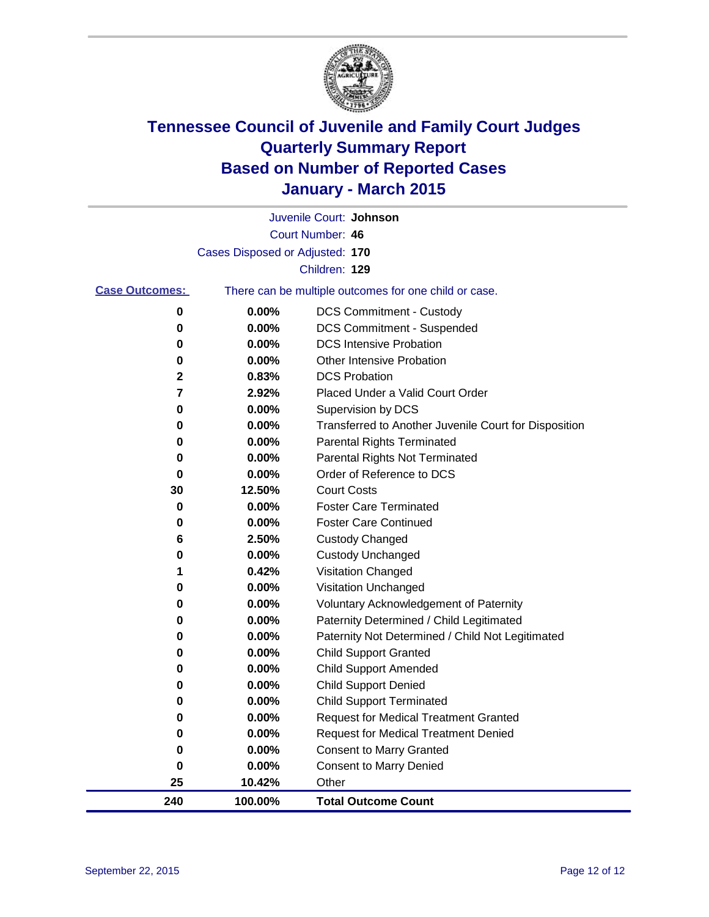# Tennessee Council of Juvenile and Family Court Judges
# Quarterly Summary Report
# Based on Number of Reported Cases
# January - March 2015

Juvenile Court: **Johnson**

Court Number: **46**

Cases Disposed or Adjusted: **170**

Children: **129**

**Case Outcomes:** There can be multiple outcomes for one child or case.

| | | |
|---|---|---|
| 0 | 0.00% | DCS Commitment - Custody |
| 0 | 0.00% | DCS Commitment - Suspended |
| 0 | 0.00% | DCS Intensive Probation |
| 0 | 0.00% | Other Intensive Probation |
| 2 | 0.83% | DCS Probation |
| 7 | 2.92% | Placed Under a Valid Court Order |
| 0 | 0.00% | Supervision by DCS |
| 0 | 0.00% | Transferred to Another Juvenile Court for Disposition |
| 0 | 0.00% | Parental Rights Terminated |
| 0 | 0.00% | Parental Rights Not Terminated |
| 0 | 0.00% | Order of Reference to DCS |
| 30 | 12.50% | Court Costs |
| 0 | 0.00% | Foster Care Terminated |
| 0 | 0.00% | Foster Care Continued |
| 6 | 2.50% | Custody Changed |
| 0 | 0.00% | Custody Unchanged |
| 1 | 0.42% | Visitation Changed |
| 0 | 0.00% | Visitation Unchanged |
| 0 | 0.00% | Voluntary Acknowledgement of Paternity |
| 0 | 0.00% | Paternity Determined / Child Legitimated |
| 0 | 0.00% | Paternity Not Determined / Child Not Legitimated |
| 0 | 0.00% | Child Support Granted |
| 0 | 0.00% | Child Support Amended |
| 0 | 0.00% | Child Support Denied |
| 0 | 0.00% | Child Support Terminated |
| 0 | 0.00% | Request for Medical Treatment Granted |
| 0 | 0.00% | Request for Medical Treatment Denied |
| 0 | 0.00% | Consent to Marry Granted |
| 0 | 0.00% | Consent to Marry Denied |
| 25 | 10.42% | Other |
| **240** | **100.00%** | **Total Outcome Count** |

September 22, 2015